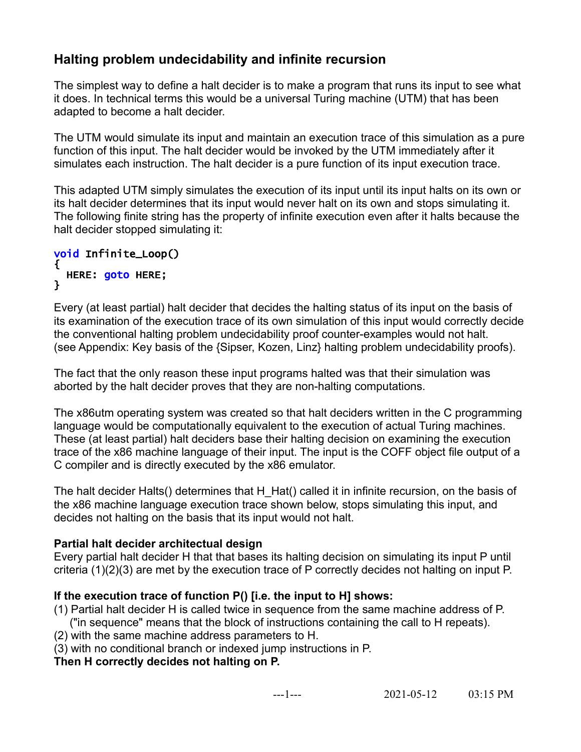## Halting problem undecidability and infinite recursion

The simplest way to define a halt decider is to make a program that runs its input to see what it does. In technical terms this would be a universal Turing machine (UTM) that has been adapted to become a halt decider.

The UTM would simulate its input and maintain an execution trace of this simulation as a pure function of this input. The halt decider would be invoked by the UTM immediately after it simulates each instruction. The halt decider is a pure function of its input execution trace.

This adapted UTM simply simulates the execution of its input until its input halts on its own or its halt decider determines that its input would never halt on its own and stops simulating it. The following finite string has the property of infinite execution even after it halts because the halt decider stopped simulating it:

```
void Infinite_Loop()
{
  HERE: goto HERE;
}
```

Every (at least partial) halt decider that decides the halting status of its input on the basis of its examination of the execution trace of its own simulation of this input would correctly decide the conventional halting problem undecidability proof counter-examples would not halt. (see Appendix: Key basis of the {Sipser, Kozen, Linz} halting problem undecidability proofs).

The fact that the only reason these input programs halted was that their simulation was aborted by the halt decider proves that they are non-halting computations.

The x86utm operating system was created so that halt deciders written in the C programming language would be computationally equivalent to the execution of actual Turing machines. These (at least partial) halt deciders base their halting decision on examining the execution trace of the x86 machine language of their input. The input is the COFF object file output of a C compiler and is directly executed by the x86 emulator.

The halt decider Halts() determines that H_Hat() called it in infinite recursion, on the basis of the x86 machine language execution trace shown below, stops simulating this input, and decides not halting on the basis that its input would not halt.

**Partial halt decider architectual design**
Every partial halt decider H that that bases its halting decision on simulating its input P until criteria (1)(2)(3) are met by the execution trace of P correctly decides not halting on input P.

**If the execution trace of function P() [i.e. the input to H] shows:**
(1) Partial halt decider H is called twice in sequence from the same machine address of P.
("in sequence" means that the block of instructions containing the call to H repeats).
(2) with the same machine address parameters to H.
(3) with no conditional branch or indexed jump instructions in P.
**Then H correctly decides not halting on P.**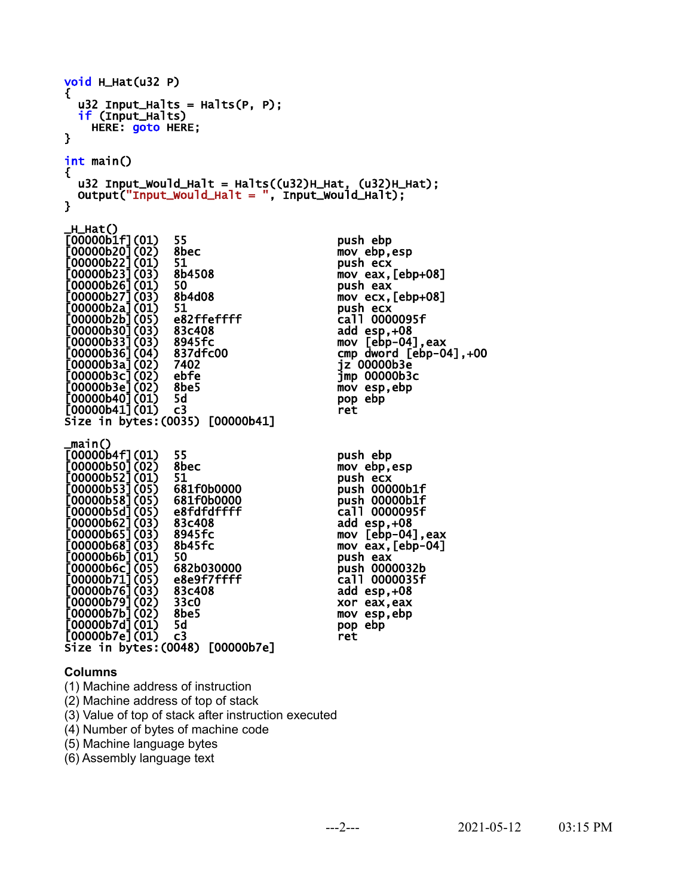```c
void H_Hat(u32 P)
{
  u32 Input_Halts = Halts(P, P);
  if (Input_Halts)
    HERE: goto HERE;
}

int main()
{
  u32 Input_Would_Halt = Halts((u32)H_Hat, (u32)H_Hat);
  Output("Input_Would_Halt = ", Input_Would_Halt);
}
```

```
_H_Hat()
[00000b1f](01)  55              push ebp
[00000b20](02)  8bec            mov ebp,esp
[00000b22](01)  51              push ecx
[00000b23](03)  8b4508          mov eax,[ebp+08]
[00000b26](01)  50              push eax
[00000b27](03)  8b4d08          mov ecx,[ebp+08]
[00000b2a](01)  51              push ecx
[00000b2b](05)  e82ffeffff      call 0000095f
[00000b30](03)  83c408          add esp,+08
[00000b33](03)  8945fc          mov [ebp-04],eax
[00000b36](04)  837dfc00        cmp dword [ebp-04],+00
[00000b3a](02)  7402            jz 00000b3e
[00000b3c](02)  ebfe            jmp 00000b3c
[00000b3e](02)  8be5            mov esp,ebp
[00000b40](01)  5d              pop ebp
[00000b41](01)  c3              ret
Size in bytes:(0035) [00000b41]

_main()
[00000b4f](01)  55              push ebp
[00000b50](02)  8bec            mov ebp,esp
[00000b52](01)  51              push ecx
[00000b53](05)  681f0b0000      push 00000b1f
[00000b58](05)  681f0b0000      push 00000b1f
[00000b5d](05)  e8fdfdffff      call 0000095f
[00000b62](03)  83c408          add esp,+08
[00000b65](03)  8945fc          mov [ebp-04],eax
[00000b68](03)  8b45fc          mov eax,[ebp-04]
[00000b6b](01)  50              push eax
[00000b6c](05)  682b030000      push 0000032b
[00000b71](05)  e8e9f7ffff      call 0000035f
[00000b76](03)  83c408          add esp,+08
[00000b79](02)  33c0            xor eax,eax
[00000b7b](02)  8be5            mov esp,ebp
[00000b7d](01)  5d              pop ebp
[00000b7e](01)  c3              ret
Size in bytes:(0048) [00000b7e]
```

**Columns**

(1) Machine address of instruction
(2) Machine address of top of stack
(3) Value of top of stack after instruction executed
(4) Number of bytes of machine code
(5) Machine language bytes
(6) Assembly language text

2021-05-12 03:15 PM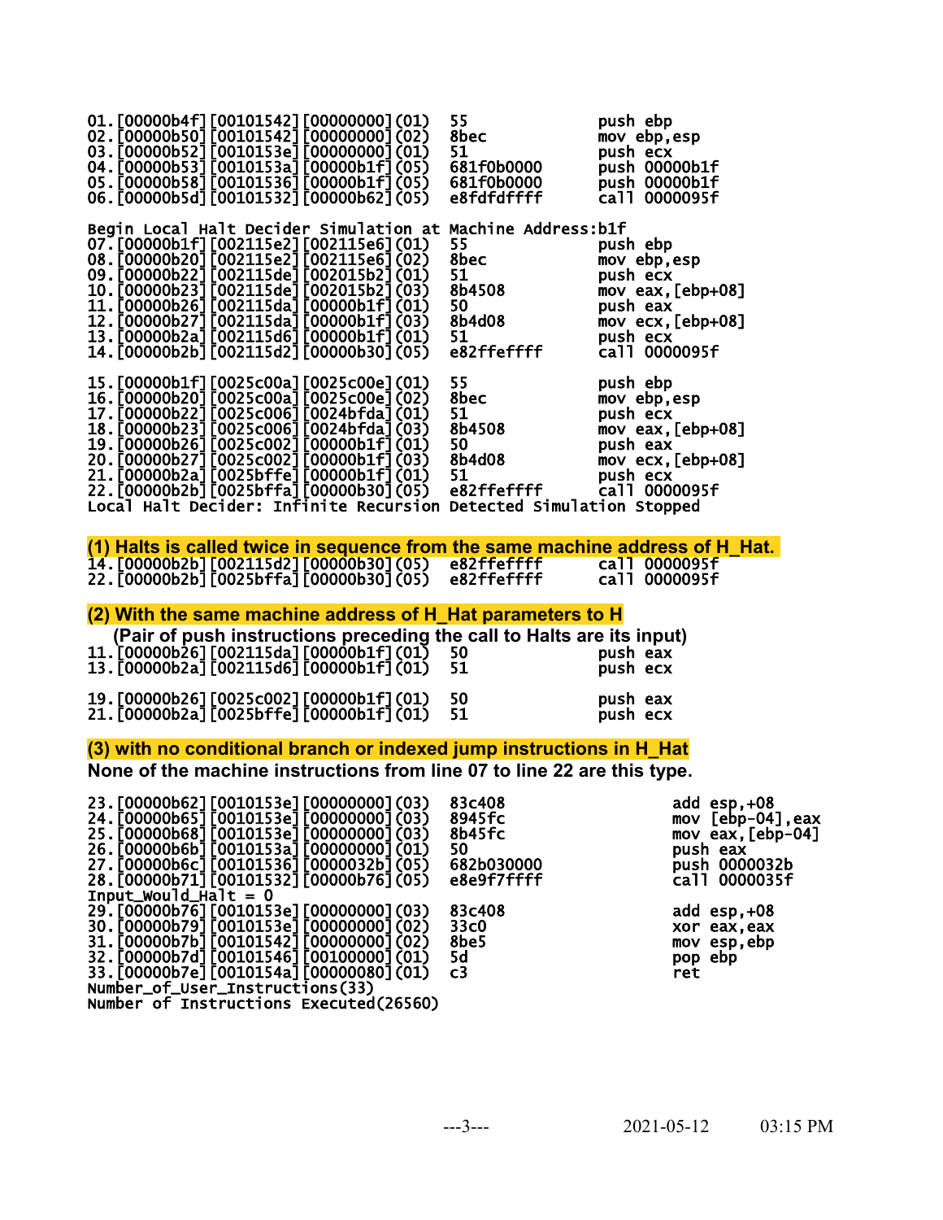```
01.[00000b4f][00101542][00000000](01)  55              push ebp
02.[00000b50][00101542][00000000](02)  8bec            mov ebp,esp
03.[00000b52][0010153e][00000000](01)  51              push ecx
04.[00000b53][0010153a][00000b1f](05)  681f0b0000      push 00000b1f
05.[00000b58][00101536][00000b1f](05)  681f0b0000      push 00000b1f
06.[00000b5d][00101532][00000b62](05)  e8fdfdffff      call 0000095f

Begin Local Halt Decider Simulation at Machine Address:b1f
07.[00000b1f][002115e2][002115e6](01)  55              push ebp
08.[00000b20][002115e2][002115e6](02)  8bec            mov ebp,esp
09.[00000b22][002115de][002015b2](01)  51              push ecx
10.[00000b23][002115de][002015b2](03)  8b4508          mov eax,[ebp+08]
11.[00000b26][002115da][00000b1f](01)  50              push eax
12.[00000b27][002115da][00000b1f](03)  8b4d08          mov ecx,[ebp+08]
13.[00000b2a][002115d6][00000b1f](01)  51              push ecx
14.[00000b2b][002115d2][00000b30](05)  e82ffeffff      call 0000095f

15.[00000b1f][0025c00a][0025c00e](01)  55              push ebp
16.[00000b20][0025c00a][0025c00e](02)  8bec            mov ebp,esp
17.[00000b22][0025c006][0024bfda](01)  51              push ecx
18.[00000b23][0025c006][0024bfda](03)  8b4508          mov eax,[ebp+08]
19.[00000b26][0025c002][00000b1f](01)  50              push eax
20.[00000b27][0025c002][00000b1f](03)  8b4d08          mov ecx,[ebp+08]
21.[00000b2a][0025bffe][00000b1f](01)  51              push ecx
22.[00000b2b][0025bffa][00000b30](05)  e82ffeffff      call 0000095f
Local Halt Decider: Infinite Recursion Detected Simulation Stopped
```

**(1) Halts is called twice in sequence from the same machine address of H_Hat.**

```
14.[00000b2b][002115d2][00000b30](05)  e82ffeffff      call 0000095f
22.[00000b2b][0025bffa][00000b30](05)  e82ffeffff      call 0000095f
```

**(2) With the same machine address of H_Hat parameters to H**

**(Pair of push instructions preceding the call to Halts are its input)**

```
11.[00000b26][002115da][00000b1f](01)  50              push eax
13.[00000b2a][002115d6][00000b1f](01)  51              push ecx

19.[00000b26][0025c002][00000b1f](01)  50              push eax
21.[00000b2a][0025bffe][00000b1f](01)  51              push ecx
```

**(3) with no conditional branch or indexed jump instructions in H_Hat**

**None of the machine instructions from line 07 to line 22 are this type.**

```
23.[00000b62][0010153e][00000000](03)  83c408          add esp,+08
24.[00000b65][0010153e][00000000](03)  8945fc          mov [ebp-04],eax
25.[00000b68][0010153e][00000000](03)  8b45fc          mov eax,[ebp-04]
26.[00000b6b][0010153a][00000000](01)  50              push eax
27.[00000b6c][00101536][0000032b](05)  682b030000      push 0000032b
28.[00000b71][00101532][00000b76](05)  e8e9f7ffff      call 0000035f
Input_Would_Halt = 0
29.[00000b76][0010153e][00000000](03)  83c408          add esp,+08
30.[00000b79][0010153e][00000000](02)  33c0            xor eax,eax
31.[00000b7b][00101542][00000000](02)  8be5            mov esp,ebp
32.[00000b7d][00101546][00100000](01)  5d              pop ebp
33.[00000b7e][0010154a][00000080](01)  c3              ret
Number_of_User_Instructions(33)
Number of Instructions Executed(26560)
```

2021-05-12 03:15 PM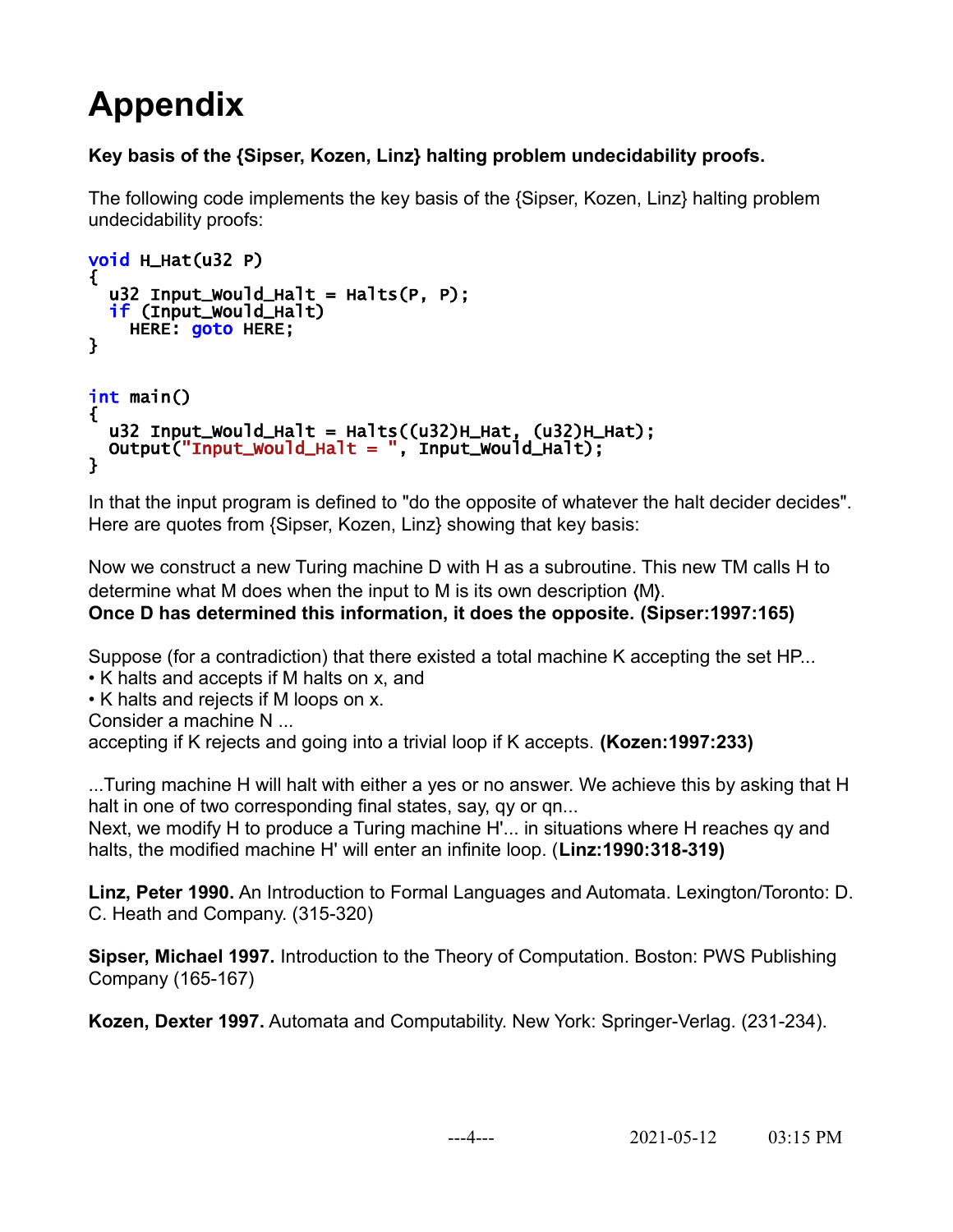# Appendix

**Key basis of the {Sipser, Kozen, Linz} halting problem undecidability proofs.**

The following code implements the key basis of the {Sipser, Kozen, Linz} halting problem undecidability proofs:

```
void H_Hat(u32 P)
{
  u32 Input_Would_Halt = Halts(P, P);
  if (Input_Would_Halt)
    HERE: goto HERE;
}


int main()
{
  u32 Input_Would_Halt = Halts((u32)H_Hat, (u32)H_Hat);
  Output("Input_Would_Halt = ", Input_Would_Halt);
}
```

In that the input program is defined to "do the opposite of whatever the halt decider decides". Here are quotes from {Sipser, Kozen, Linz} showing that key basis:

Now we construct a new Turing machine D with H as a subroutine. This new TM calls H to determine what M does when the input to M is its own description ⟨M⟩.
**Once D has determined this information, it does the opposite. (Sipser:1997:165)**

Suppose (for a contradiction) that there existed a total machine K accepting the set HP...
- K halts and accepts if M halts on x, and
- K halts and rejects if M loops on x.

Consider a machine N ...
accepting if K rejects and going into a trivial loop if K accepts. **(Kozen:1997:233)**

...Turing machine H will halt with either a yes or no answer. We achieve this by asking that H halt in one of two corresponding final states, say, qy or qn...
Next, we modify H to produce a Turing machine H'... in situations where H reaches qy and halts, the modified machine H' will enter an infinite loop. (**Linz:1990:318-319)**

**Linz, Peter 1990.** An Introduction to Formal Languages and Automata. Lexington/Toronto: D. C. Heath and Company. (315-320)

**Sipser, Michael 1997.** Introduction to the Theory of Computation. Boston: PWS Publishing Company (165-167)

**Kozen, Dexter 1997.** Automata and Computability. New York: Springer-Verlag. (231-234).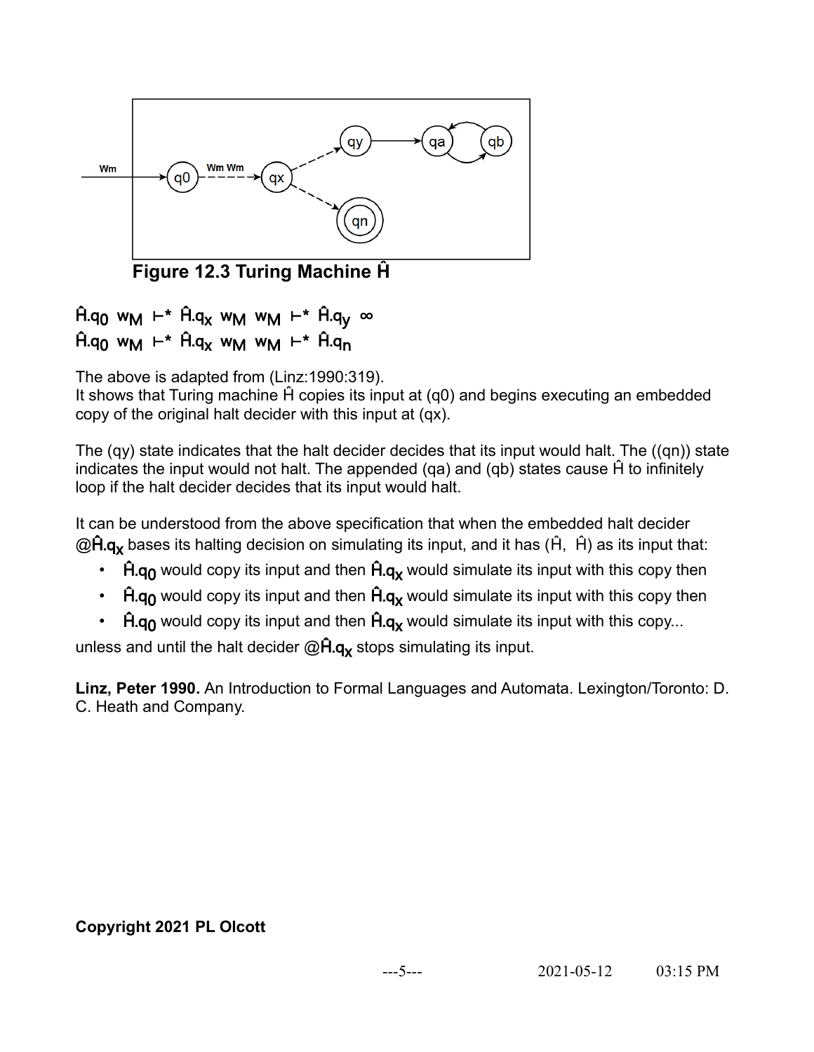Wm

q0

Wm Wm

qx

qy

qa

qb

qn

**Figure 12.3 Turing Machine Ĥ**

$$\hat{H}.q_0 \; w_M \vdash^* \hat{H}.q_x \; w_M \; w_M \vdash^* \hat{H}.q_y \; \infty$$

$$\hat{H}.q_0 \; w_M \vdash^* \hat{H}.q_x \; w_M \; w_M \vdash^* \hat{H}.q_n$$

The above is adapted from (Linz:1990:319).
It shows that Turing machine Ĥ copies its input at (q0) and begins executing an embedded copy of the original halt decider with this input at (qx).

The (qy) state indicates that the halt decider decides that its input would halt. The ((qn)) state indicates the input would not halt. The appended (qa) and (qb) states cause Ĥ to infinitely loop if the halt decider decides that its input would halt.

It can be understood from the above specification that when the embedded halt decider $@\hat{H}.q_x$ bases its halting decision on simulating its input, and it has (Ĥ, Ĥ) as its input that:

- $\hat{H}.q_0$ would copy its input and then $\hat{H}.q_x$ would simulate its input with this copy then
- $\hat{H}.q_0$ would copy its input and then $\hat{H}.q_x$ would simulate its input with this copy then
- $\hat{H}.q_0$ would copy its input and then $\hat{H}.q_x$ would simulate its input with this copy...

unless and until the halt decider $@\hat{H}.q_x$ stops simulating its input.

**Linz, Peter 1990.** An Introduction to Formal Languages and Automata. Lexington/Toronto: D. C. Heath and Company.

**Copyright 2021 PL Olcott**